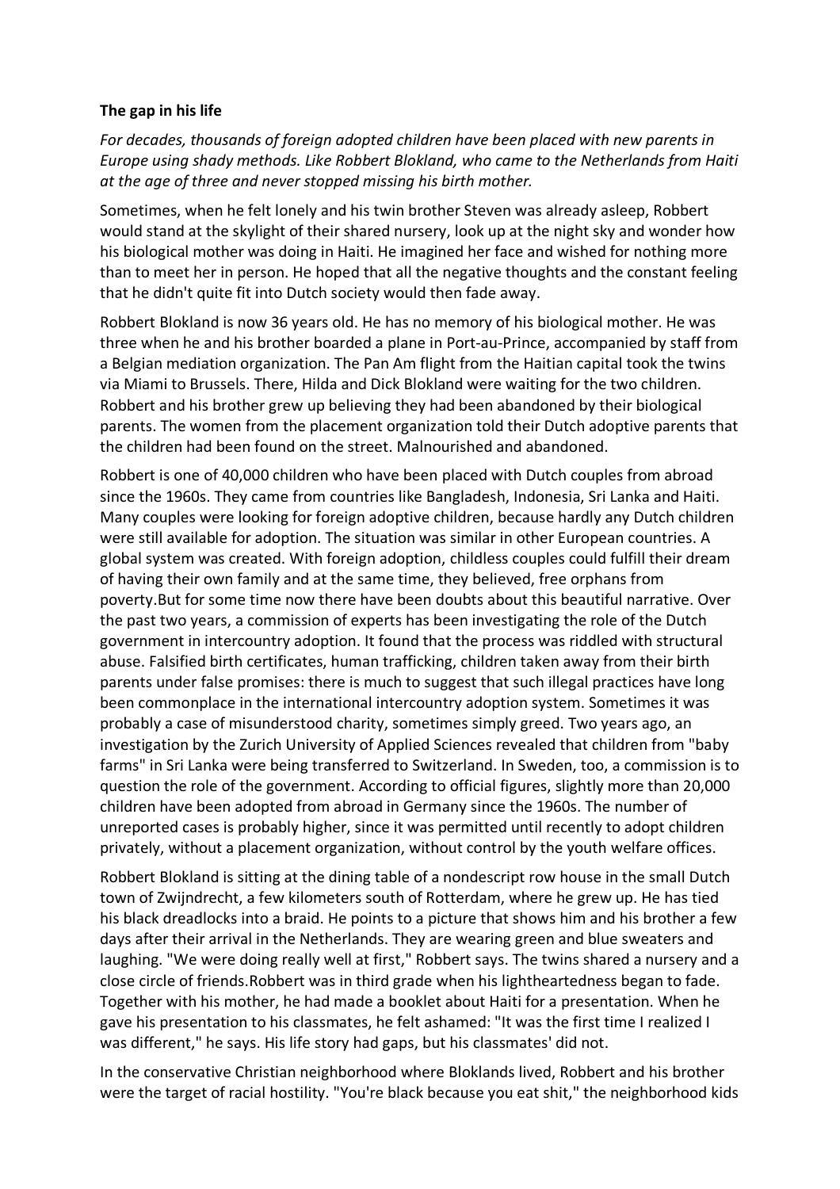**The gap in his life**

*For decades, thousands of foreign adopted children have been placed with new parents in Europe using shady methods. Like Robbert Blokland, who came to the Netherlands from Haiti at the age of three and never stopped missing his birth mother.*

Sometimes, when he felt lonely and his twin brother Steven was already asleep, Robbert would stand at the skylight of their shared nursery, look up at the night sky and wonder how his biological mother was doing in Haiti. He imagined her face and wished for nothing more than to meet her in person. He hoped that all the negative thoughts and the constant feeling that he didn't quite fit into Dutch society would then fade away.

Robbert Blokland is now 36 years old. He has no memory of his biological mother. He was three when he and his brother boarded a plane in Port-au-Prince, accompanied by staff from a Belgian mediation organization. The Pan Am flight from the Haitian capital took the twins via Miami to Brussels. There, Hilda and Dick Blokland were waiting for the two children. Robbert and his brother grew up believing they had been abandoned by their biological parents. The women from the placement organization told their Dutch adoptive parents that the children had been found on the street. Malnourished and abandoned.

Robbert is one of 40,000 children who have been placed with Dutch couples from abroad since the 1960s. They came from countries like Bangladesh, Indonesia, Sri Lanka and Haiti. Many couples were looking for foreign adoptive children, because hardly any Dutch children were still available for adoption. The situation was similar in other European countries. A global system was created. With foreign adoption, childless couples could fulfill their dream of having their own family and at the same time, they believed, free orphans from poverty.But for some time now there have been doubts about this beautiful narrative. Over the past two years, a commission of experts has been investigating the role of the Dutch government in intercountry adoption. It found that the process was riddled with structural abuse. Falsified birth certificates, human trafficking, children taken away from their birth parents under false promises: there is much to suggest that such illegal practices have long been commonplace in the international intercountry adoption system. Sometimes it was probably a case of misunderstood charity, sometimes simply greed. Two years ago, an investigation by the Zurich University of Applied Sciences revealed that children from "baby farms" in Sri Lanka were being transferred to Switzerland. In Sweden, too, a commission is to question the role of the government. According to official figures, slightly more than 20,000 children have been adopted from abroad in Germany since the 1960s. The number of unreported cases is probably higher, since it was permitted until recently to adopt children privately, without a placement organization, without control by the youth welfare offices.

Robbert Blokland is sitting at the dining table of a nondescript row house in the small Dutch town of Zwijndrecht, a few kilometers south of Rotterdam, where he grew up. He has tied his black dreadlocks into a braid. He points to a picture that shows him and his brother a few days after their arrival in the Netherlands. They are wearing green and blue sweaters and laughing. "We were doing really well at first," Robbert says. The twins shared a nursery and a close circle of friends.Robbert was in third grade when his lightheartedness began to fade. Together with his mother, he had made a booklet about Haiti for a presentation. When he gave his presentation to his classmates, he felt ashamed: "It was the first time I realized I was different," he says. His life story had gaps, but his classmates' did not.

In the conservative Christian neighborhood where Bloklands lived, Robbert and his brother were the target of racial hostility. "You're black because you eat shit," the neighborhood kids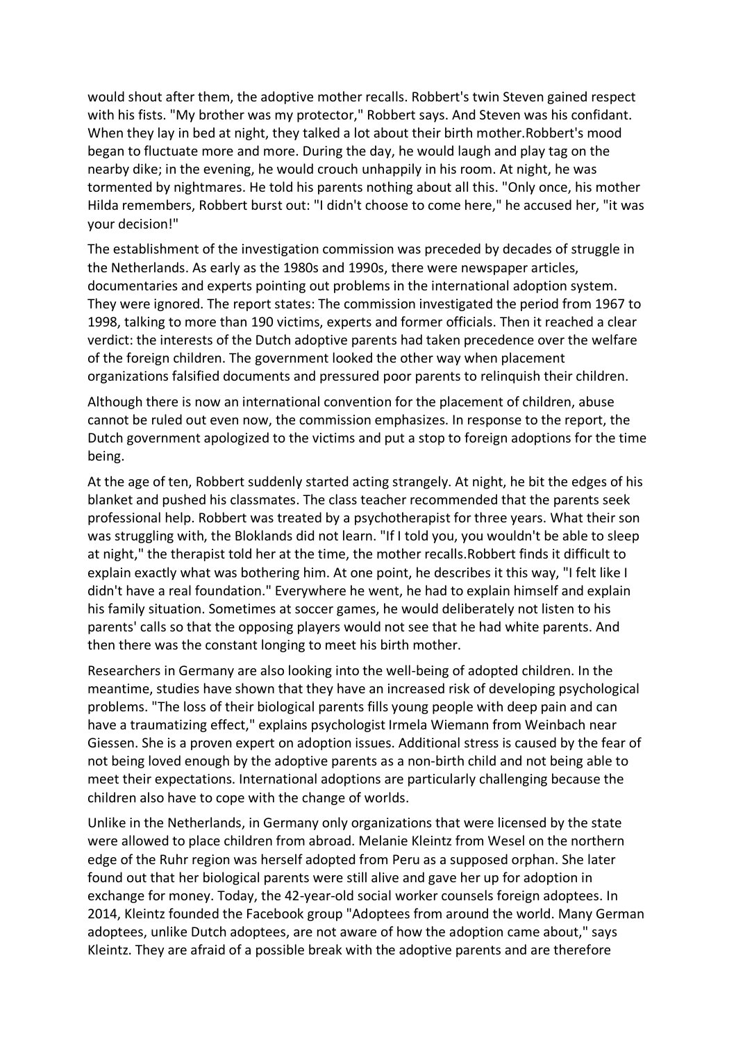would shout after them, the adoptive mother recalls. Robbert's twin Steven gained respect with his fists. "My brother was my protector," Robbert says. And Steven was his confidant. When they lay in bed at night, they talked a lot about their birth mother.Robbert's mood began to fluctuate more and more. During the day, he would laugh and play tag on the nearby dike; in the evening, he would crouch unhappily in his room. At night, he was tormented by nightmares. He told his parents nothing about all this. "Only once, his mother Hilda remembers, Robbert burst out: "I didn't choose to come here," he accused her, "it was your decision!"

The establishment of the investigation commission was preceded by decades of struggle in the Netherlands. As early as the 1980s and 1990s, there were newspaper articles, documentaries and experts pointing out problems in the international adoption system. They were ignored. The report states: The commission investigated the period from 1967 to 1998, talking to more than 190 victims, experts and former officials. Then it reached a clear verdict: the interests of the Dutch adoptive parents had taken precedence over the welfare of the foreign children. The government looked the other way when placement organizations falsified documents and pressured poor parents to relinquish their children.

Although there is now an international convention for the placement of children, abuse cannot be ruled out even now, the commission emphasizes. In response to the report, the Dutch government apologized to the victims and put a stop to foreign adoptions for the time being.

At the age of ten, Robbert suddenly started acting strangely. At night, he bit the edges of his blanket and pushed his classmates. The class teacher recommended that the parents seek professional help. Robbert was treated by a psychotherapist for three years. What their son was struggling with, the Bloklands did not learn. "If I told you, you wouldn't be able to sleep at night," the therapist told her at the time, the mother recalls.Robbert finds it difficult to explain exactly what was bothering him. At one point, he describes it this way, "I felt like I didn't have a real foundation." Everywhere he went, he had to explain himself and explain his family situation. Sometimes at soccer games, he would deliberately not listen to his parents' calls so that the opposing players would not see that he had white parents. And then there was the constant longing to meet his birth mother.

Researchers in Germany are also looking into the well-being of adopted children. In the meantime, studies have shown that they have an increased risk of developing psychological problems. "The loss of their biological parents fills young people with deep pain and can have a traumatizing effect," explains psychologist Irmela Wiemann from Weinbach near Giessen. She is a proven expert on adoption issues. Additional stress is caused by the fear of not being loved enough by the adoptive parents as a non-birth child and not being able to meet their expectations. International adoptions are particularly challenging because the children also have to cope with the change of worlds.

Unlike in the Netherlands, in Germany only organizations that were licensed by the state were allowed to place children from abroad. Melanie Kleintz from Wesel on the northern edge of the Ruhr region was herself adopted from Peru as a supposed orphan. She later found out that her biological parents were still alive and gave her up for adoption in exchange for money. Today, the 42-year-old social worker counsels foreign adoptees. In 2014, Kleintz founded the Facebook group "Adoptees from around the world. Many German adoptees, unlike Dutch adoptees, are not aware of how the adoption came about," says Kleintz. They are afraid of a possible break with the adoptive parents and are therefore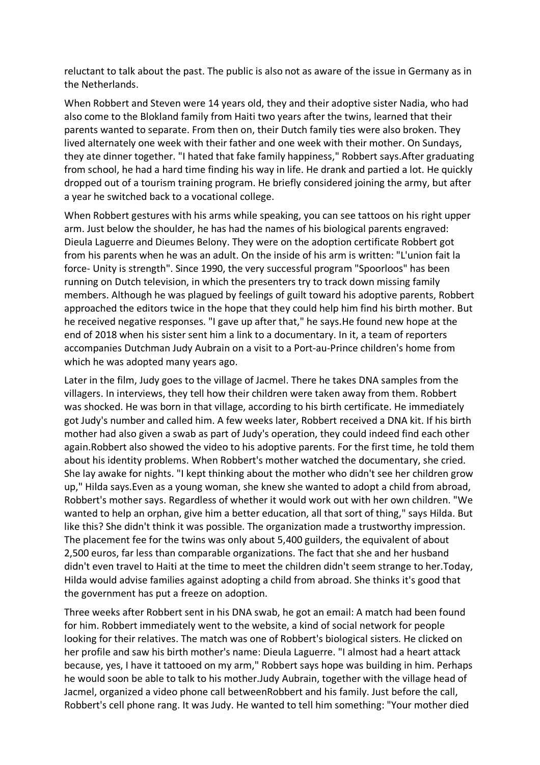reluctant to talk about the past. The public is also not as aware of the issue in Germany as in the Netherlands.

When Robbert and Steven were 14 years old, they and their adoptive sister Nadia, who had also come to the Blokland family from Haiti two years after the twins, learned that their parents wanted to separate. From then on, their Dutch family ties were also broken. They lived alternately one week with their father and one week with their mother. On Sundays, they ate dinner together. "I hated that fake family happiness," Robbert says.After graduating from school, he had a hard time finding his way in life. He drank and partied a lot. He quickly dropped out of a tourism training program. He briefly considered joining the army, but after a year he switched back to a vocational college.

When Robbert gestures with his arms while speaking, you can see tattoos on his right upper arm. Just below the shoulder, he has had the names of his biological parents engraved: Dieula Laguerre and Dieumes Belony. They were on the adoption certificate Robbert got from his parents when he was an adult. On the inside of his arm is written: "L'union fait la force- Unity is strength". Since 1990, the very successful program "Spoorloos" has been running on Dutch television, in which the presenters try to track down missing family members. Although he was plagued by feelings of guilt toward his adoptive parents, Robbert approached the editors twice in the hope that they could help him find his birth mother. But he received negative responses. "I gave up after that," he says.He found new hope at the end of 2018 when his sister sent him a link to a documentary. In it, a team of reporters accompanies Dutchman Judy Aubrain on a visit to a Port-au-Prince children's home from which he was adopted many years ago.

Later in the film, Judy goes to the village of Jacmel. There he takes DNA samples from the villagers. In interviews, they tell how their children were taken away from them. Robbert was shocked. He was born in that village, according to his birth certificate. He immediately got Judy's number and called him. A few weeks later, Robbert received a DNA kit. If his birth mother had also given a swab as part of Judy's operation, they could indeed find each other again.Robbert also showed the video to his adoptive parents. For the first time, he told them about his identity problems. When Robbert's mother watched the documentary, she cried. She lay awake for nights. "I kept thinking about the mother who didn't see her children grow up," Hilda says.Even as a young woman, she knew she wanted to adopt a child from abroad, Robbert's mother says. Regardless of whether it would work out with her own children. "We wanted to help an orphan, give him a better education, all that sort of thing," says Hilda. But like this? She didn't think it was possible. The organization made a trustworthy impression. The placement fee for the twins was only about 5,400 guilders, the equivalent of about 2,500 euros, far less than comparable organizations. The fact that she and her husband didn't even travel to Haiti at the time to meet the children didn't seem strange to her.Today, Hilda would advise families against adopting a child from abroad. She thinks it's good that the government has put a freeze on adoption.

Three weeks after Robbert sent in his DNA swab, he got an email: A match had been found for him. Robbert immediately went to the website, a kind of social network for people looking for their relatives. The match was one of Robbert's biological sisters. He clicked on her profile and saw his birth mother's name: Dieula Laguerre. "I almost had a heart attack because, yes, I have it tattooed on my arm," Robbert says hope was building in him. Perhaps he would soon be able to talk to his mother.Judy Aubrain, together with the village head of Jacmel, organized a video phone call betweenRobbert and his family. Just before the call, Robbert's cell phone rang. It was Judy. He wanted to tell him something: "Your mother died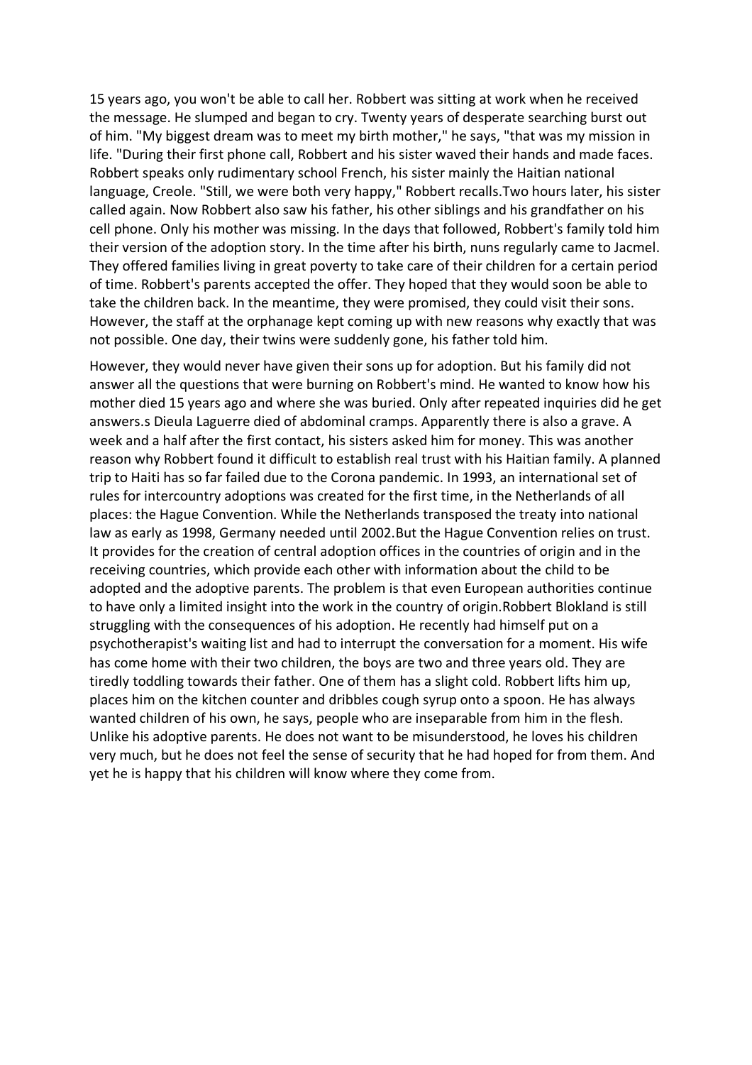15 years ago, you won't be able to call her. Robbert was sitting at work when he received the message. He slumped and began to cry. Twenty years of desperate searching burst out of him. "My biggest dream was to meet my birth mother," he says, "that was my mission in life. "During their first phone call, Robbert and his sister waved their hands and made faces. Robbert speaks only rudimentary school French, his sister mainly the Haitian national language, Creole. "Still, we were both very happy," Robbert recalls.Two hours later, his sister called again. Now Robbert also saw his father, his other siblings and his grandfather on his cell phone. Only his mother was missing. In the days that followed, Robbert's family told him their version of the adoption story. In the time after his birth, nuns regularly came to Jacmel. They offered families living in great poverty to take care of their children for a certain period of time. Robbert's parents accepted the offer. They hoped that they would soon be able to take the children back. In the meantime, they were promised, they could visit their sons. However, the staff at the orphanage kept coming up with new reasons why exactly that was not possible. One day, their twins were suddenly gone, his father told him.

However, they would never have given their sons up for adoption. But his family did not answer all the questions that were burning on Robbert's mind. He wanted to know how his mother died 15 years ago and where she was buried. Only after repeated inquiries did he get answers.s Dieula Laguerre died of abdominal cramps. Apparently there is also a grave. A week and a half after the first contact, his sisters asked him for money. This was another reason why Robbert found it difficult to establish real trust with his Haitian family. A planned trip to Haiti has so far failed due to the Corona pandemic. In 1993, an international set of rules for intercountry adoptions was created for the first time, in the Netherlands of all places: the Hague Convention. While the Netherlands transposed the treaty into national law as early as 1998, Germany needed until 2002.But the Hague Convention relies on trust. It provides for the creation of central adoption offices in the countries of origin and in the receiving countries, which provide each other with information about the child to be adopted and the adoptive parents. The problem is that even European authorities continue to have only a limited insight into the work in the country of origin.Robbert Blokland is still struggling with the consequences of his adoption. He recently had himself put on a psychotherapist's waiting list and had to interrupt the conversation for a moment. His wife has come home with their two children, the boys are two and three years old. They are tiredly toddling towards their father. One of them has a slight cold. Robbert lifts him up, places him on the kitchen counter and dribbles cough syrup onto a spoon. He has always wanted children of his own, he says, people who are inseparable from him in the flesh. Unlike his adoptive parents. He does not want to be misunderstood, he loves his children very much, but he does not feel the sense of security that he had hoped for from them. And yet he is happy that his children will know where they come from.